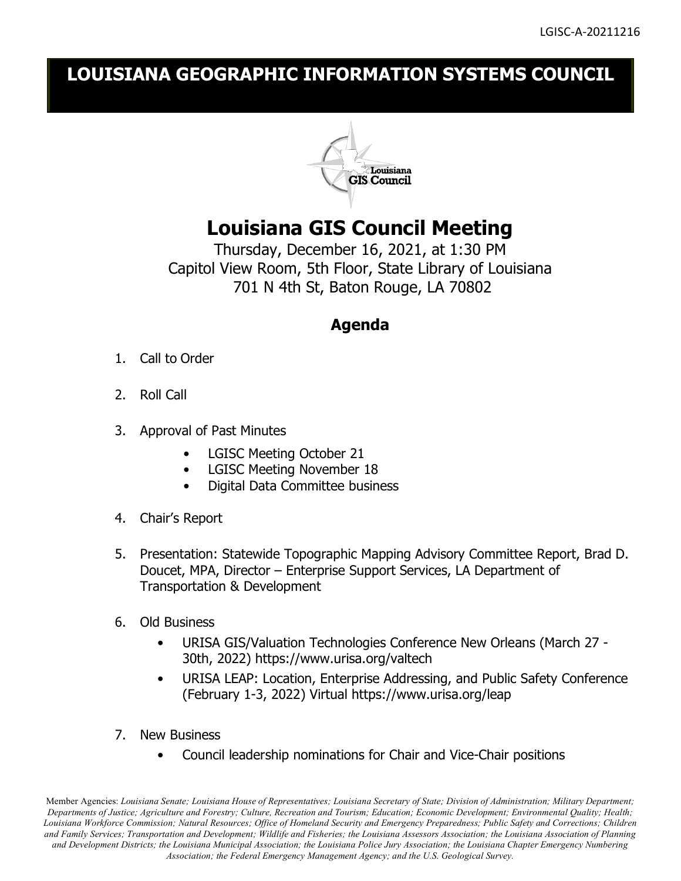LGISC-A-20211216

# LOUISIANA GEOGRAPHIC INFORMATION SYSTEMS COUNCIL

Louisiana GIS Council

## Louisiana GIS Council Meeting

Thursday, December 16, 2021, at 1:30 PM
Capitol View Room, 5th Floor, State Library of Louisiana
701 N 4th St, Baton Rouge, LA 70802

### Agenda

1. Call to Order
2. Roll Call
3. Approval of Past Minutes
   - LGISC Meeting October 21
   - LGISC Meeting November 18
   - Digital Data Committee business
4. Chair's Report
5. Presentation: Statewide Topographic Mapping Advisory Committee Report, Brad D. Doucet, MPA, Director – Enterprise Support Services, LA Department of Transportation & Development
6. Old Business
   - URISA GIS/Valuation Technologies Conference New Orleans (March 27 - 30th, 2022) https://www.urisa.org/valtech
   - URISA LEAP: Location, Enterprise Addressing, and Public Safety Conference (February 1-3, 2022) Virtual https://www.urisa.org/leap
7. New Business
   - Council leadership nominations for Chair and Vice-Chair positions

Member Agencies: *Louisiana Senate; Louisiana House of Representatives; Louisiana Secretary of State; Division of Administration; Military Department; Departments of Justice; Agriculture and Forestry; Culture, Recreation and Tourism; Education; Economic Development; Environmental Quality; Health; Louisiana Workforce Commission; Natural Resources; Office of Homeland Security and Emergency Preparedness; Public Safety and Corrections; Children and Family Services; Transportation and Development; Wildlife and Fisheries; the Louisiana Assessors Association; the Louisiana Association of Planning and Development Districts; the Louisiana Municipal Association; the Louisiana Police Jury Association; the Louisiana Chapter Emergency Numbering Association; the Federal Emergency Management Agency; and the U.S. Geological Survey.*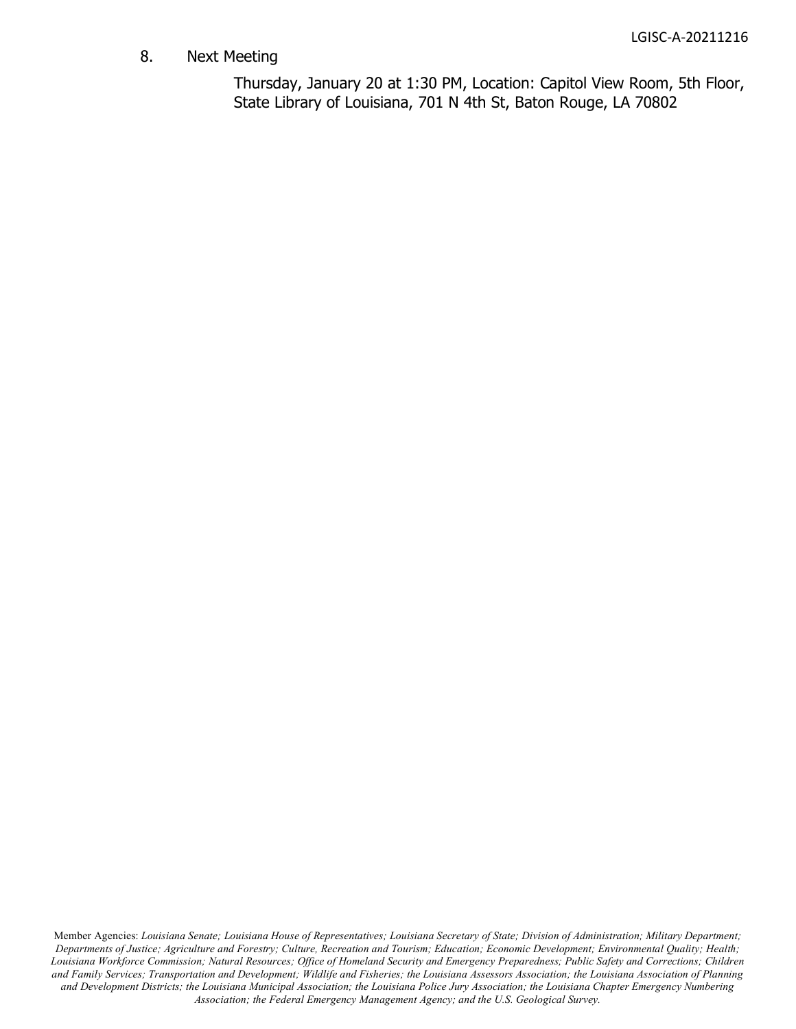8. Next Meeting

   Thursday, January 20 at 1:30 PM, Location: Capitol View Room, 5th Floor, State Library of Louisiana, 701 N 4th St, Baton Rouge, LA 70802